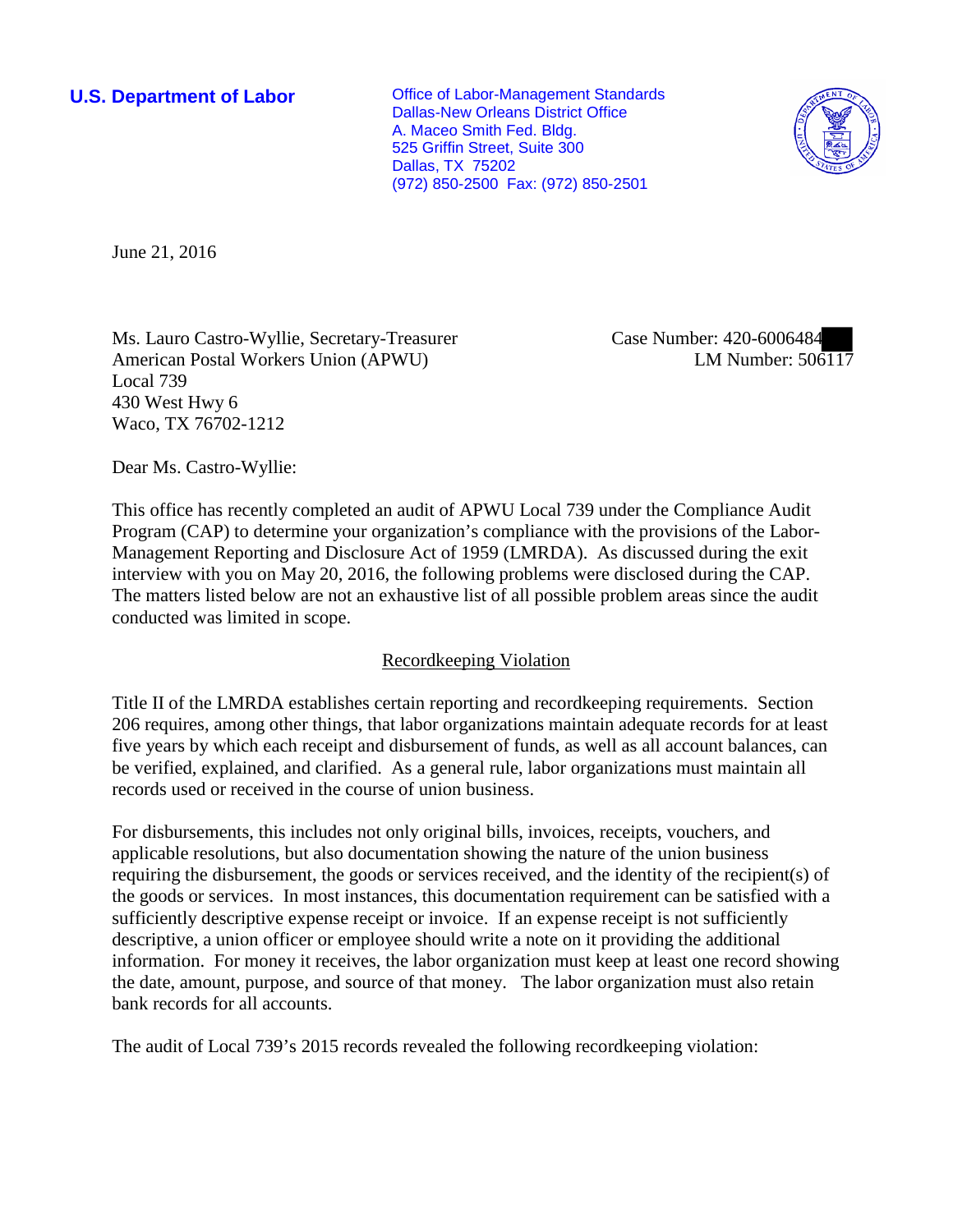**U.S. Department of Labor**

Office of Labor-Management Standards
Dallas-New Orleans District Office
A. Maceo Smith Fed. Bldg.
525 Griffin Street, Suite 300
Dallas, TX 75202
(972) 850-2500 Fax: (972) 850-2501

June 21, 2016

Ms. Lauro Castro-Wyllie, Secretary-Treasurer
American Postal Workers Union (APWU)
Local 739
430 West Hwy 6
Waco, TX 76702-1212

Case Number: 420-6006484
LM Number: 506117

Dear Ms. Castro-Wyllie:

This office has recently completed an audit of APWU Local 739 under the Compliance Audit Program (CAP) to determine your organization's compliance with the provisions of the Labor-Management Reporting and Disclosure Act of 1959 (LMRDA). As discussed during the exit interview with you on May 20, 2016, the following problems were disclosed during the CAP. The matters listed below are not an exhaustive list of all possible problem areas since the audit conducted was limited in scope.

## Recordkeeping Violation

Title II of the LMRDA establishes certain reporting and recordkeeping requirements. Section 206 requires, among other things, that labor organizations maintain adequate records for at least five years by which each receipt and disbursement of funds, as well as all account balances, can be verified, explained, and clarified. As a general rule, labor organizations must maintain all records used or received in the course of union business.

For disbursements, this includes not only original bills, invoices, receipts, vouchers, and applicable resolutions, but also documentation showing the nature of the union business requiring the disbursement, the goods or services received, and the identity of the recipient(s) of the goods or services. In most instances, this documentation requirement can be satisfied with a sufficiently descriptive expense receipt or invoice. If an expense receipt is not sufficiently descriptive, a union officer or employee should write a note on it providing the additional information. For money it receives, the labor organization must keep at least one record showing the date, amount, purpose, and source of that money. The labor organization must also retain bank records for all accounts.

The audit of Local 739's 2015 records revealed the following recordkeeping violation: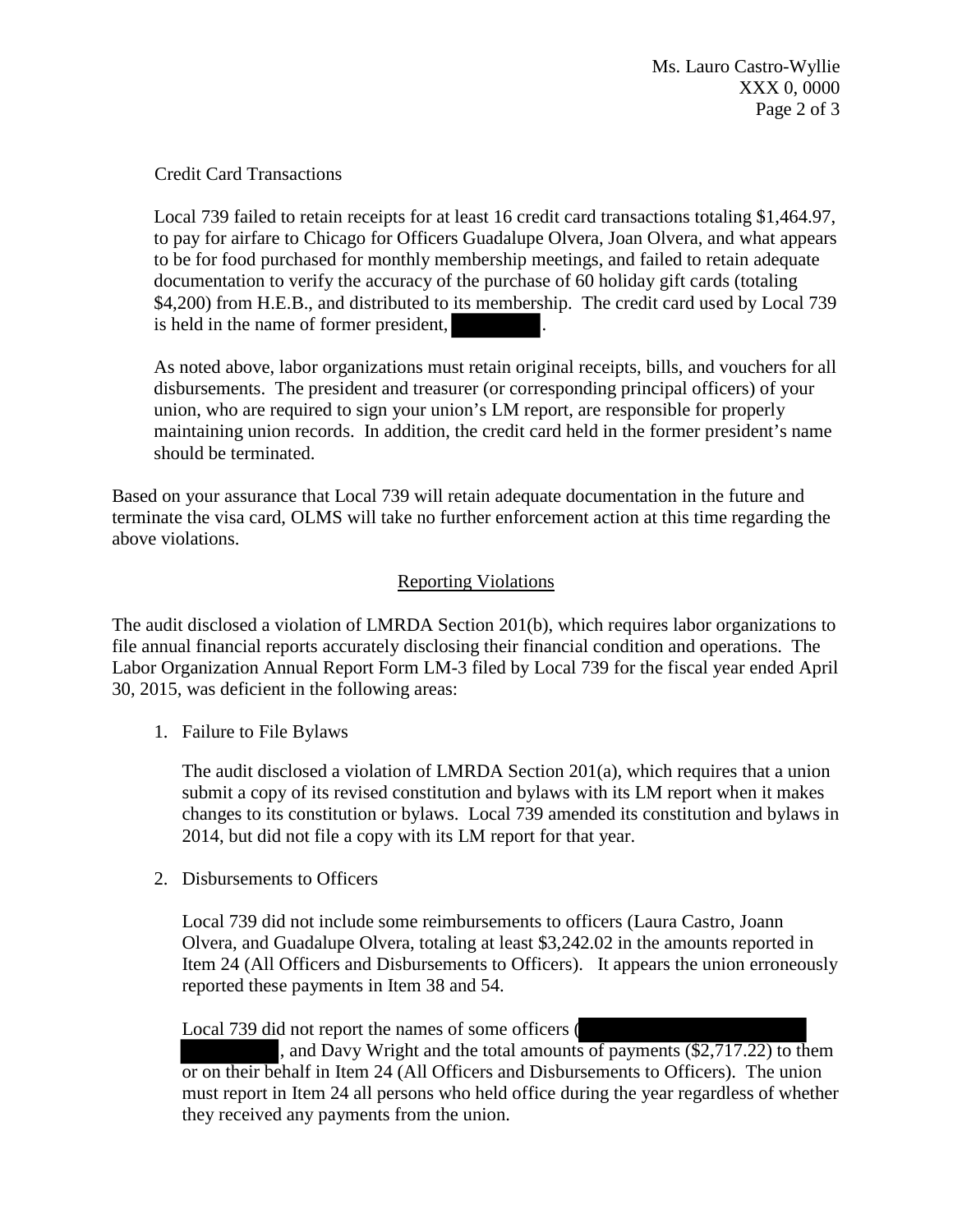Credit Card Transactions

Local 739 failed to retain receipts for at least 16 credit card transactions totaling $1,464.97, to pay for airfare to Chicago for Officers Guadalupe Olvera, Joan Olvera, and what appears to be for food purchased for monthly membership meetings, and failed to retain adequate documentation to verify the accuracy of the purchase of 60 holiday gift cards (totaling $4,200) from H.E.B., and distributed to its membership. The credit card used by Local 739 is held in the name of former president, [redacted].

As noted above, labor organizations must retain original receipts, bills, and vouchers for all disbursements. The president and treasurer (or corresponding principal officers) of your union, who are required to sign your union's LM report, are responsible for properly maintaining union records. In addition, the credit card held in the former president's name should be terminated.

Based on your assurance that Local 739 will retain adequate documentation in the future and terminate the visa card, OLMS will take no further enforcement action at this time regarding the above violations.

## Reporting Violations

The audit disclosed a violation of LMRDA Section 201(b), which requires labor organizations to file annual financial reports accurately disclosing their financial condition and operations. The Labor Organization Annual Report Form LM-3 filed by Local 739 for the fiscal year ended April 30, 2015, was deficient in the following areas:

1. Failure to File Bylaws

   The audit disclosed a violation of LMRDA Section 201(a), which requires that a union submit a copy of its revised constitution and bylaws with its LM report when it makes changes to its constitution or bylaws. Local 739 amended its constitution and bylaws in 2014, but did not file a copy with its LM report for that year.

2. Disbursements to Officers

   Local 739 did not include some reimbursements to officers (Laura Castro, Joann Olvera, and Guadalupe Olvera, totaling at least $3,242.02 in the amounts reported in Item 24 (All Officers and Disbursements to Officers). It appears the union erroneously reported these payments in Item 38 and 54.

   Local 739 did not report the names of some officers ([redacted] [redacted], and Davy Wright and the total amounts of payments ($2,717.22) to them or on their behalf in Item 24 (All Officers and Disbursements to Officers). The union must report in Item 24 all persons who held office during the year regardless of whether they received any payments from the union.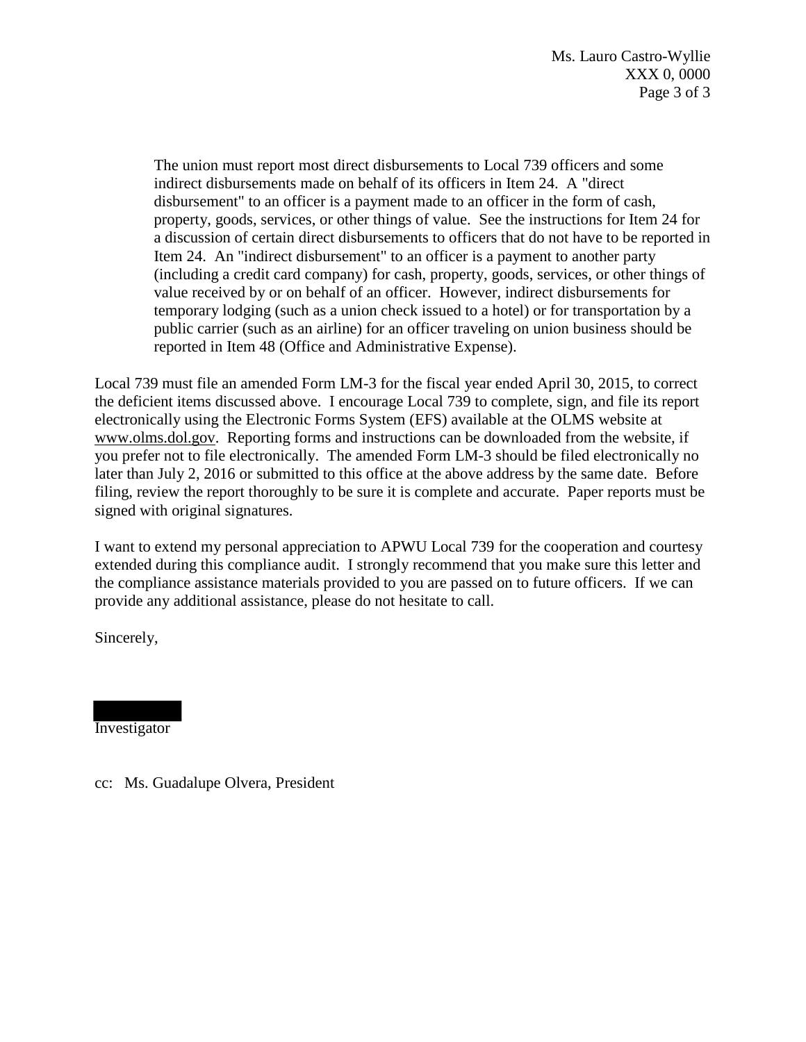The union must report most direct disbursements to Local 739 officers and some indirect disbursements made on behalf of its officers in Item 24. A "direct disbursement" to an officer is a payment made to an officer in the form of cash, property, goods, services, or other things of value. See the instructions for Item 24 for a discussion of certain direct disbursements to officers that do not have to be reported in Item 24. An "indirect disbursement" to an officer is a payment to another party (including a credit card company) for cash, property, goods, services, or other things of value received by or on behalf of an officer. However, indirect disbursements for temporary lodging (such as a union check issued to a hotel) or for transportation by a public carrier (such as an airline) for an officer traveling on union business should be reported in Item 48 (Office and Administrative Expense).

Local 739 must file an amended Form LM-3 for the fiscal year ended April 30, 2015, to correct the deficient items discussed above. I encourage Local 739 to complete, sign, and file its report electronically using the Electronic Forms System (EFS) available at the OLMS website at www.olms.dol.gov. Reporting forms and instructions can be downloaded from the website, if you prefer not to file electronically. The amended Form LM-3 should be filed electronically no later than July 2, 2016 or submitted to this office at the above address by the same date. Before filing, review the report thoroughly to be sure it is complete and accurate. Paper reports must be signed with original signatures.

I want to extend my personal appreciation to APWU Local 739 for the cooperation and courtesy extended during this compliance audit. I strongly recommend that you make sure this letter and the compliance assistance materials provided to you are passed on to future officers. If we can provide any additional assistance, please do not hesitate to call.

Sincerely,

Investigator

cc: Ms. Guadalupe Olvera, President